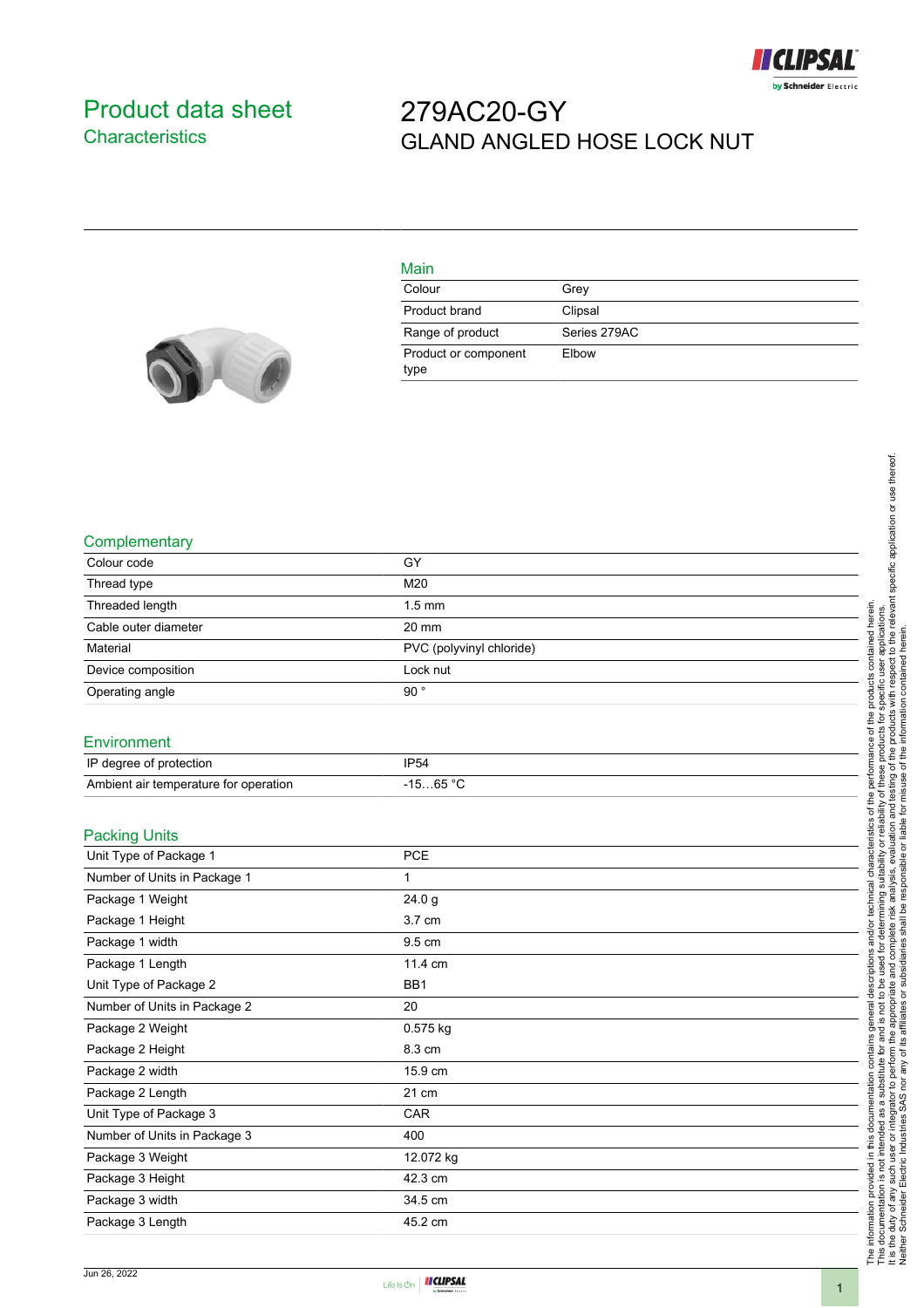# Product data sheet

## Characteristics

# 279AC20-GY

GLAND ANGLED HOSE LOCK NUT

### Main

| | |
|---|---|
| Colour | Grey |
| Product brand | Clipsal |
| Range of product | Series 279AC |
| Product or component type | Elbow |

### Complementary

| | |
|---|---|
| Colour code | GY |
| Thread type | M20 |
| Threaded length | 1.5 mm |
| Cable outer diameter | 20 mm |
| Material | PVC (polyvinyl chloride) |
| Device composition | Lock nut |
| Operating angle | 90 ° |

### Environment

| | |
|---|---|
| IP degree of protection | IP54 |
| Ambient air temperature for operation | -15…65 °C |

### Packing Units

| | |
|---|---|
| Unit Type of Package 1 | PCE |
| Number of Units in Package 1 | 1 |
| Package 1 Weight | 24.0 g |
| Package 1 Height | 3.7 cm |
| Package 1 width | 9.5 cm |
| Package 1 Length | 11.4 cm |
| Unit Type of Package 2 | BB1 |
| Number of Units in Package 2 | 20 |
| Package 2 Weight | 0.575 kg |
| Package 2 Height | 8.3 cm |
| Package 2 width | 15.9 cm |
| Package 2 Length | 21 cm |
| Unit Type of Package 3 | CAR |
| Number of Units in Package 3 | 400 |
| Package 3 Weight | 12.072 kg |
| Package 3 Height | 42.3 cm |
| Package 3 width | 34.5 cm |
| Package 3 Length | 45.2 cm |

The information provided in this documentation contains general descriptions and/or technical characteristics of the performance of the products contained herein. This documentation is not intended as a substitute for and is not to be used for determining suitability or reliability of these products for specific user applications. It is the duty of any such user or integrator to perform the appropriate and complete risk analysis, evaluation and testing of the products with respect to the relevant specific application or use thereof. Neither Schneider Electric Industries SAS nor any of its affiliates or subsidiaries shall be responsible or liable for misuse of the information contained herein.

Jun 26, 2022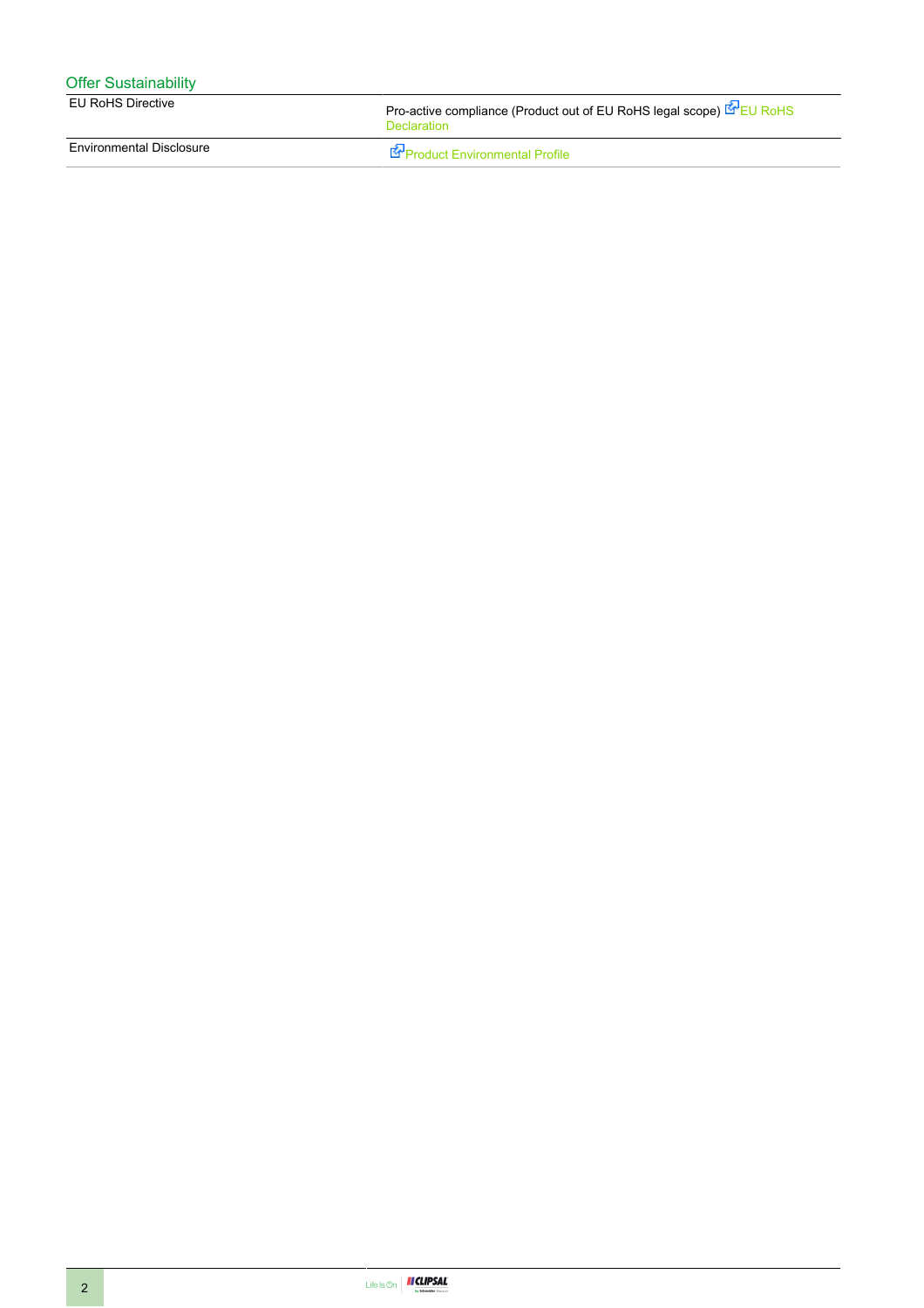## Offer Sustainability

| | |
|---|---|
| EU RoHS Directive | Pro-active compliance (Product out of EU RoHS legal scope) EU RoHS Declaration |
| Environmental Disclosure | Product Environmental Profile |